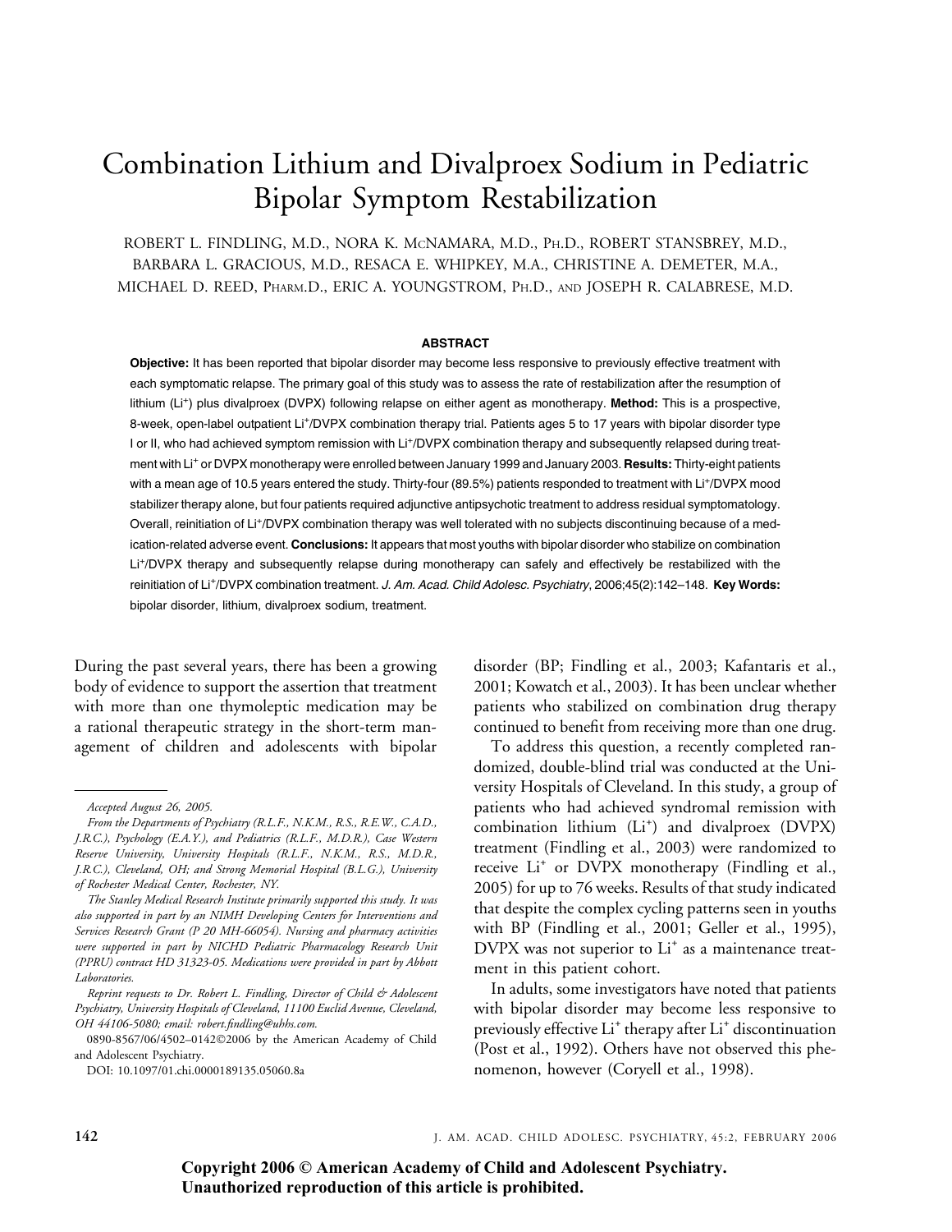# Combination Lithium and Divalproex Sodium in Pediatric Bipolar Symptom Restabilization

ROBERT L. FINDLING, M.D., NORA K. MCNAMARA, M.D., PH.D., ROBERT STANSBREY, M.D., BARBARA L. GRACIOUS, M.D., RESACA E. WHIPKEY, M.A., CHRISTINE A. DEMETER, M.A., MICHAEL D. REED, PHARM.D., ERIC A. YOUNGSTROM, PH.D., AND JOSEPH R. CALABRESE, M.D.

## ABSTRACT

**Objective:** It has been reported that bipolar disorder may become less responsive to previously effective treatment with each symptomatic relapse. The primary goal of this study was to assess the rate of restabilization after the resumption of lithium ($Li^+$) plus divalproex (DVPX) following relapse on either agent as monotherapy. **Method:** This is a prospective, 8-week, open-label outpatient $Li^+$/DVPX combination therapy trial. Patients ages 5 to 17 years with bipolar disorder type I or II, who had achieved symptom remission with $Li^+$/DVPX combination therapy and subsequently relapsed during treatment with $Li^+$ or DVPX monotherapy were enrolled between January 1999 and January 2003. **Results:** Thirty-eight patients with a mean age of 10.5 years entered the study. Thirty-four (89.5%) patients responded to treatment with $Li^+$/DVPX mood stabilizer therapy alone, but four patients required adjunctive antipsychotic treatment to address residual symptomatology. Overall, reinitiation of $Li^+$/DVPX combination therapy was well tolerated with no subjects discontinuing because of a medication-related adverse event. **Conclusions:** It appears that most youths with bipolar disorder who stabilize on combination $Li^+$/DVPX therapy and subsequently relapse during monotherapy can safely and effectively be restabilized with the reinitiation of $Li^+$/DVPX combination treatment. *J. Am. Acad. Child Adolesc. Psychiatry*, 2006;45(2):142–148. **Key Words:** bipolar disorder, lithium, divalproex sodium, treatment.

During the past several years, there has been a growing body of evidence to support the assertion that treatment with more than one thymoleptic medication may be a rational therapeutic strategy in the short-term management of children and adolescents with bipolar disorder (BP; Findling et al., 2003; Kafantaris et al., 2001; Kowatch et al., 2003). It has been unclear whether patients who stabilized on combination drug therapy continued to benefit from receiving more than one drug.

To address this question, a recently completed randomized, double-blind trial was conducted at the University Hospitals of Cleveland. In this study, a group of patients who had achieved syndromal remission with combination lithium ($Li^+$) and divalproex (DVPX) treatment (Findling et al., 2003) were randomized to receive $Li^+$ or DVPX monotherapy (Findling et al., 2005) for up to 76 weeks. Results of that study indicated that despite the complex cycling patterns seen in youths with BP (Findling et al., 2001; Geller et al., 1995), DVPX was not superior to $Li^+$ as a maintenance treatment in this patient cohort.

In adults, some investigators have noted that patients with bipolar disorder may become less responsive to previously effective $Li^+$ therapy after $Li^+$ discontinuation (Post et al., 1992). Others have not observed this phenomenon, however (Coryell et al., 1998).

---

*Accepted August 26, 2005.*

*From the Departments of Psychiatry (R.L.F., N.K.M., R.S., R.E.W., C.A.D., J.R.C.), Psychology (E.A.Y.), and Pediatrics (R.L.F., M.D.R.), Case Western Reserve University, University Hospitals (R.L.F., N.K.M., R.S., M.D.R., J.R.C.), Cleveland, OH; and Strong Memorial Hospital (B.L.G.), University of Rochester Medical Center, Rochester, NY.*

*The Stanley Medical Research Institute primarily supported this study. It was also supported in part by an NIMH Developing Centers for Interventions and Services Research Grant (P 20 MH-66054). Nursing and pharmacy activities were supported in part by NICHD Pediatric Pharmacology Research Unit (PPRU) contract HD 31323-05. Medications were provided in part by Abbott Laboratories.*

*Reprint requests to Dr. Robert L. Findling, Director of Child & Adolescent Psychiatry, University Hospitals of Cleveland, 11100 Euclid Avenue, Cleveland, OH 44106-5080; email: robert.findling@uhhs.com.*

0890-8567/06/4502–0142©2006 by the American Academy of Child and Adolescent Psychiatry.

DOI: 10.1097/01.chi.0000189135.05060.8a

**Copyright 2006 © American Academy of Child and Adolescent Psychiatry. Unauthorized reproduction of this article is prohibited.**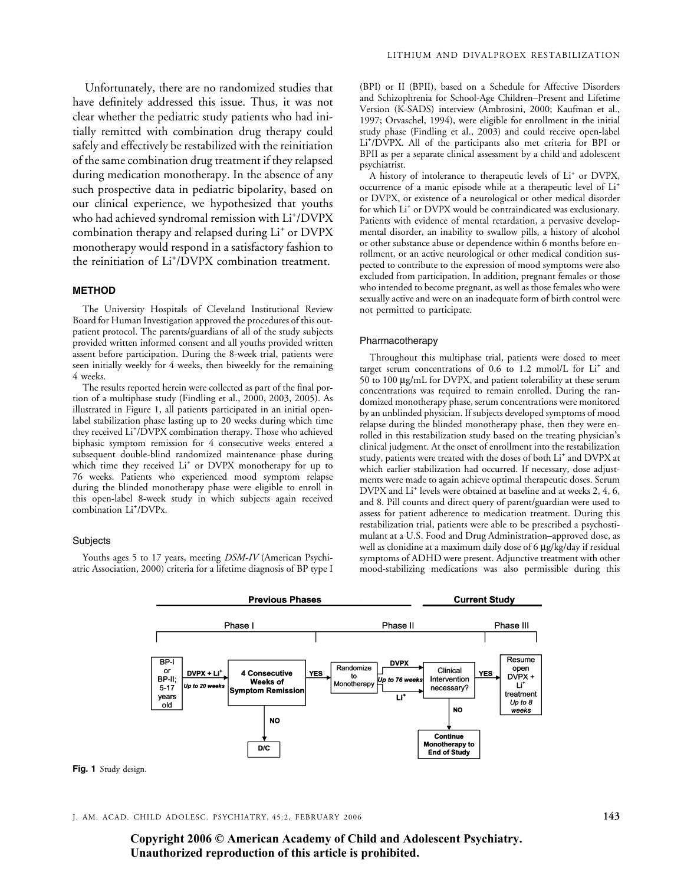Unfortunately, there are no randomized studies that have definitely addressed this issue. Thus, it was not clear whether the pediatric study patients who had initially remitted with combination drug therapy could safely and effectively be restabilized with the reinitiation of the same combination drug treatment if they relapsed during medication monotherapy. In the absence of any such prospective data in pediatric bipolarity, based on our clinical experience, we hypothesized that youths who had achieved syndromal remission with $Li^+$/DVPX combination therapy and relapsed during $Li^+$ or DVPX monotherapy would respond in a satisfactory fashion to the reinitiation of $Li^+$/DVPX combination treatment.

## METHOD

The University Hospitals of Cleveland Institutional Review Board for Human Investigation approved the procedures of this outpatient protocol. The parents/guardians of all of the study subjects provided written informed consent and all youths provided written assent before participation. During the 8-week trial, patients were seen initially weekly for 4 weeks, then biweekly for the remaining 4 weeks.

The results reported herein were collected as part of the final portion of a multiphase study (Findling et al., 2000, 2003, 2005). As illustrated in Figure 1, all patients participated in an initial open-label stabilization phase lasting up to 20 weeks during which time they received $Li^+$/DVPX combination therapy. Those who achieved biphasic symptom remission for 4 consecutive weeks entered a subsequent double-blind randomized maintenance phase during which time they received $Li^+$ or DVPX monotherapy for up to 76 weeks. Patients who experienced mood symptom relapse during the blinded monotherapy phase were eligible to enroll in this open-label 8-week study in which subjects again received combination $Li^+$/DVPx.

### Subjects

Youths ages 5 to 17 years, meeting *DSM-IV* (American Psychiatric Association, 2000) criteria for a lifetime diagnosis of BP type I (BPI) or II (BPII), based on a Schedule for Affective Disorders and Schizophrenia for School-Age Children–Present and Lifetime Version (K-SADS) interview (Ambrosini, 2000; Kaufman et al., 1997; Orvaschel, 1994), were eligible for enrollment in the initial study phase (Findling et al., 2003) and could receive open-label $Li^+$/DVPX. All of the participants also met criteria for BPI or BPII as per a separate clinical assessment by a child and adolescent psychiatrist.

A history of intolerance to therapeutic levels of $Li^+$ or DVPX, occurrence of a manic episode while at a therapeutic level of $Li^+$ or DVPX, or existence of a neurological or other medical disorder for which $Li^+$ or DVPX would be contraindicated was exclusionary. Patients with evidence of mental retardation, a pervasive developmental disorder, an inability to swallow pills, a history of alcohol or other substance abuse or dependence within 6 months before enrollment, or an active neurological or other medical condition suspected to contribute to the expression of mood symptoms were also excluded from participation. In addition, pregnant females or those who intended to become pregnant, as well as those females who were sexually active and were on an inadequate form of birth control were not permitted to participate.

### Pharmacotherapy

Throughout this multiphase trial, patients were dosed to meet target serum concentrations of 0.6 to 1.2 mmol/L for $Li^+$ and 50 to 100 μg/mL for DVPX, and patient tolerability at these serum concentrations was required to remain enrolled. During the randomized monotherapy phase, serum concentrations were monitored by an unblinded physician. If subjects developed symptoms of mood relapse during the blinded monotherapy phase, then they were enrolled in this restabilization study based on the treating physician's clinical judgment. At the onset of enrollment into the restabilization study, patients were treated with the doses of both $Li^+$ and DVPX at which earlier stabilization had occurred. If necessary, dose adjustments were made to again achieve optimal therapeutic doses. Serum DVPX and $Li^+$ levels were obtained at baseline and at weeks 2, 4, 6, and 8. Pill counts and direct query of parent/guardian were used to assess for patient adherence to medication treatment. During this restabilization trial, patients were able to be prescribed a psychostimulant at a U.S. Food and Drug Administration–approved dose, as well as clonidine at a maximum daily dose of 6 μg/kg/day if residual symptoms of ADHD were present. Adjunctive treatment with other mood-stabilizing medications was also permissible during this

Fig. 1 Study design.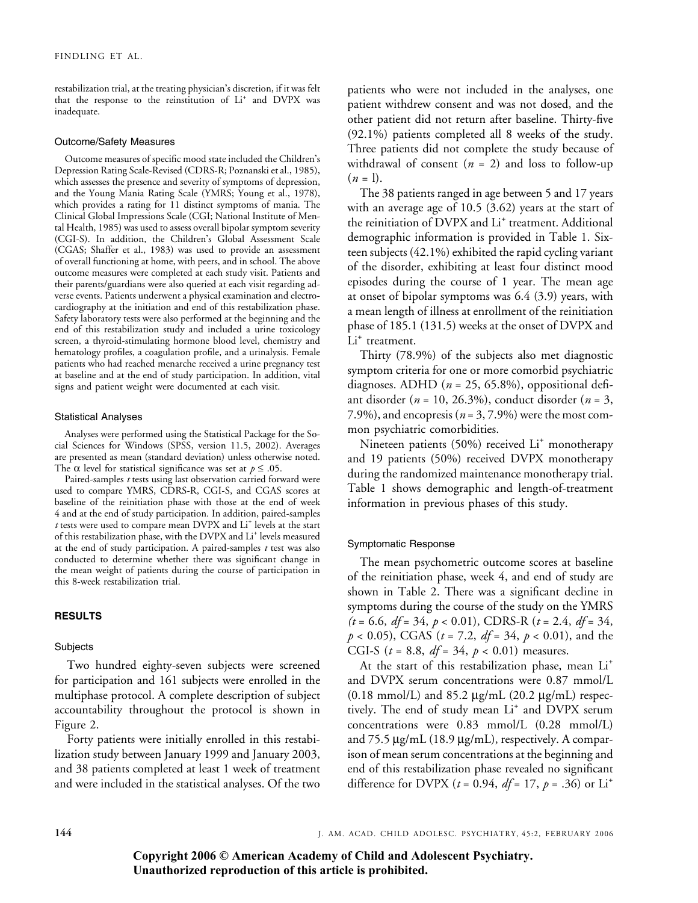restabilization trial, at the treating physician's discretion, if it was felt that the response to the reinstitution of $Li^+$ and DVPX was inadequate.

### Outcome/Safety Measures

Outcome measures of specific mood state included the Children's Depression Rating Scale-Revised (CDRS-R; Poznanski et al., 1985), which assesses the presence and severity of symptoms of depression, and the Young Mania Rating Scale (YMRS; Young et al., 1978), which provides a rating for 11 distinct symptoms of mania. The Clinical Global Impressions Scale (CGI; National Institute of Mental Health, 1985) was used to assess overall bipolar symptom severity (CGI-S). In addition, the Children's Global Assessment Scale (CGAS; Shaffer et al., 1983) was used to provide an assessment of overall functioning at home, with peers, and in school. The above outcome measures were completed at each study visit. Patients and their parents/guardians were also queried at each visit regarding adverse events. Patients underwent a physical examination and electrocardiography at the initiation and end of this restabilization phase. Safety laboratory tests were also performed at the beginning and the end of this restabilization study and included a urine toxicology screen, a thyroid-stimulating hormone blood level, chemistry and hematology profiles, a coagulation profile, and a urinalysis. Female patients who had reached menarche received a urine pregnancy test at baseline and at the end of study participation. In addition, vital signs and patient weight were documented at each visit.

### Statistical Analyses

Analyses were performed using the Statistical Package for the Social Sciences for Windows (SPSS, version 11.5, 2002). Averages are presented as mean (standard deviation) unless otherwise noted. The $\alpha$ level for statistical significance was set at $p \leq .05$.

Paired-samples $t$ tests using last observation carried forward were used to compare YMRS, CDRS-R, CGI-S, and CGAS scores at baseline of the reinitiation phase with those at the end of week 4 and at the end of study participation. In addition, paired-samples $t$ tests were used to compare mean DVPX and $Li^+$ levels at the start of this restabilization phase, with the DVPX and $Li^+$ levels measured at the end of study participation. A paired-samples $t$ test was also conducted to determine whether there was significant change in the mean weight of patients during the course of participation in this 8-week restabilization trial.

## RESULTS

### Subjects

Two hundred eighty-seven subjects were screened for participation and 161 subjects were enrolled in the multiphase protocol. A complete description of subject accountability throughout the protocol is shown in Figure 2.

Forty patients were initially enrolled in this restabilization study between January 1999 and January 2003, and 38 patients completed at least 1 week of treatment and were included in the statistical analyses. Of the two patients who were not included in the analyses, one patient withdrew consent and was not dosed, and the other patient did not return after baseline. Thirty-five (92.1%) patients completed all 8 weeks of the study. Three patients did not complete the study because of withdrawal of consent ($n$ = 2) and loss to follow-up ($n$ = l).

The 38 patients ranged in age between 5 and 17 years with an average age of 10.5 (3.62) years at the start of the reinitiation of DVPX and $Li^+$ treatment. Additional demographic information is provided in Table 1. Sixteen subjects (42.1%) exhibited the rapid cycling variant of the disorder, exhibiting at least four distinct mood episodes during the course of 1 year. The mean age at onset of bipolar symptoms was 6.4 (3.9) years, with a mean length of illness at enrollment of the reinitiation phase of 185.1 (131.5) weeks at the onset of DVPX and $Li^+$ treatment.

Thirty (78.9%) of the subjects also met diagnostic symptom criteria for one or more comorbid psychiatric diagnoses. ADHD ($n$ = 25, 65.8%), oppositional defiant disorder ($n$ = 10, 26.3%), conduct disorder ($n$ = 3, 7.9%), and encopresis ($n$ = 3, 7.9%) were the most common psychiatric comorbidities.

Nineteen patients (50%) received $Li^+$ monotherapy and 19 patients (50%) received DVPX monotherapy during the randomized maintenance monotherapy trial. Table 1 shows demographic and length-of-treatment information in previous phases of this study.

### Symptomatic Response

The mean psychometric outcome scores at baseline of the reinitiation phase, week 4, and end of study are shown in Table 2. There was a significant decline in symptoms during the course of the study on the YMRS ($t$ = 6.6, $df$ = 34, $p$ < 0.01), CDRS-R ($t$ = 2.4, $df$ = 34, $p$ < 0.05), CGAS ($t$ = 7.2, $df$ = 34, $p$ < 0.01), and the CGI-S ($t$ = 8.8, $df$ = 34, $p$ < 0.01) measures.

At the start of this restabilization phase, mean $Li^+$ and DVPX serum concentrations were 0.87 mmol/L (0.18 mmol/L) and 85.2 μg/mL (20.2 μg/mL) respectively. The end of study mean $Li^+$ and DVPX serum concentrations were 0.83 mmol/L (0.28 mmol/L) and 75.5 μg/mL (18.9 μg/mL), respectively. A comparison of mean serum concentrations at the beginning and end of this restabilization phase revealed no significant difference for DVPX ($t$ = 0.94, $df$ = 17, $p$ = .36) or $Li^+$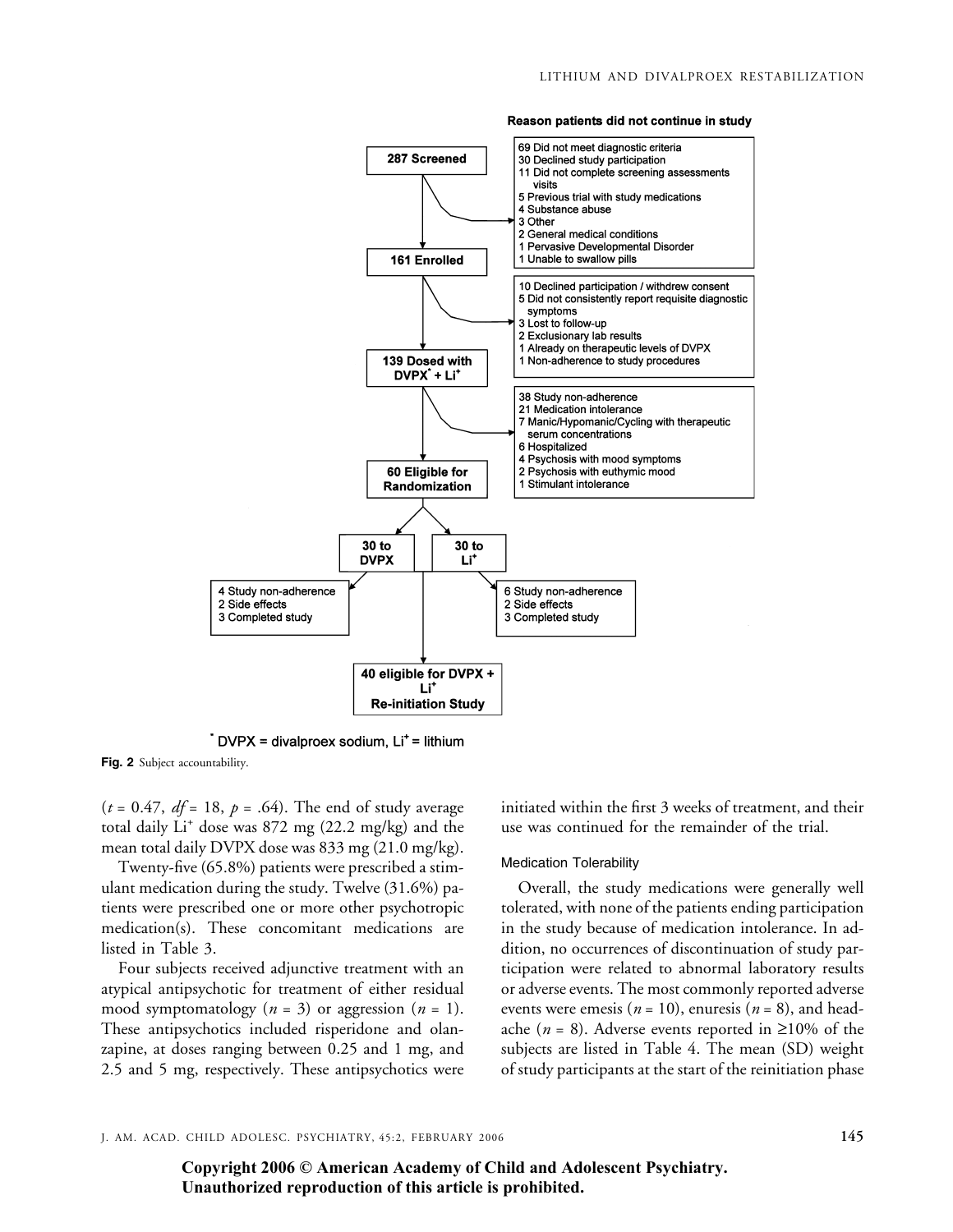**Reason patients did not continue in study**

**287 Screened**

- 69 Did not meet diagnostic criteria
- 30 Declined study participation
- 11 Did not complete screening assessments visits
- 5 Previous trial with study medications
- 4 Substance abuse
- 3 Other
- 2 General medical conditions
- 1 Pervasive Developmental Disorder
- 1 Unable to swallow pills

**161 Enrolled**

- 10 Declined participation / withdrew consent
- 5 Did not consistently report requisite diagnostic symptoms
- 3 Lost to follow-up
- 2 Exclusionary lab results
- 1 Already on therapeutic levels of DVPX
- 1 Non-adherence to study procedures

**139 Dosed with DVPX* + Li⁺**

- 38 Study non-adherence
- 21 Medication intolerance
- 7 Manic/Hypomanic/Cycling with therapeutic serum concentrations
- 6 Hospitalized
- 4 Psychosis with mood symptoms
- 2 Psychosis with euthymic mood
- 1 Stimulant intolerance

**60 Eligible for Randomization**

**30 to DVPX**

- 4 Study non-adherence
- 2 Side effects
- 3 Completed study

**30 to Li⁺**

- 6 Study non-adherence
- 2 Side effects
- 3 Completed study

**40 eligible for DVPX + Li⁺ Re-initiation Study**

* DVPX = divalproex sodium, Li⁺ = lithium

**Fig. 2** Subject accountability.

($t$ = 0.47, $df$ = 18, $p$ = .64). The end of study average total daily Li⁺ dose was 872 mg (22.2 mg/kg) and the mean total daily DVPX dose was 833 mg (21.0 mg/kg).

Twenty-five (65.8%) patients were prescribed a stimulant medication during the study. Twelve (31.6%) patients were prescribed one or more other psychotropic medication(s). These concomitant medications are listed in Table 3.

Four subjects received adjunctive treatment with an atypical antipsychotic for treatment of either residual mood symptomatology ($n$ = 3) or aggression ($n$ = 1). These antipsychotics included risperidone and olanzapine, at doses ranging between 0.25 and 1 mg, and 2.5 and 5 mg, respectively. These antipsychotics were initiated within the first 3 weeks of treatment, and their use was continued for the remainder of the trial.

### Medication Tolerability

Overall, the study medications were generally well tolerated, with none of the patients ending participation in the study because of medication intolerance. In addition, no occurrences of discontinuation of study participation were related to abnormal laboratory results or adverse events. The most commonly reported adverse events were emesis ($n$ = 10), enuresis ($n$ = 8), and headache ($n$ = 8). Adverse events reported in ≥10% of the subjects are listed in Table 4. The mean (SD) weight of study participants at the start of the reinitiation phase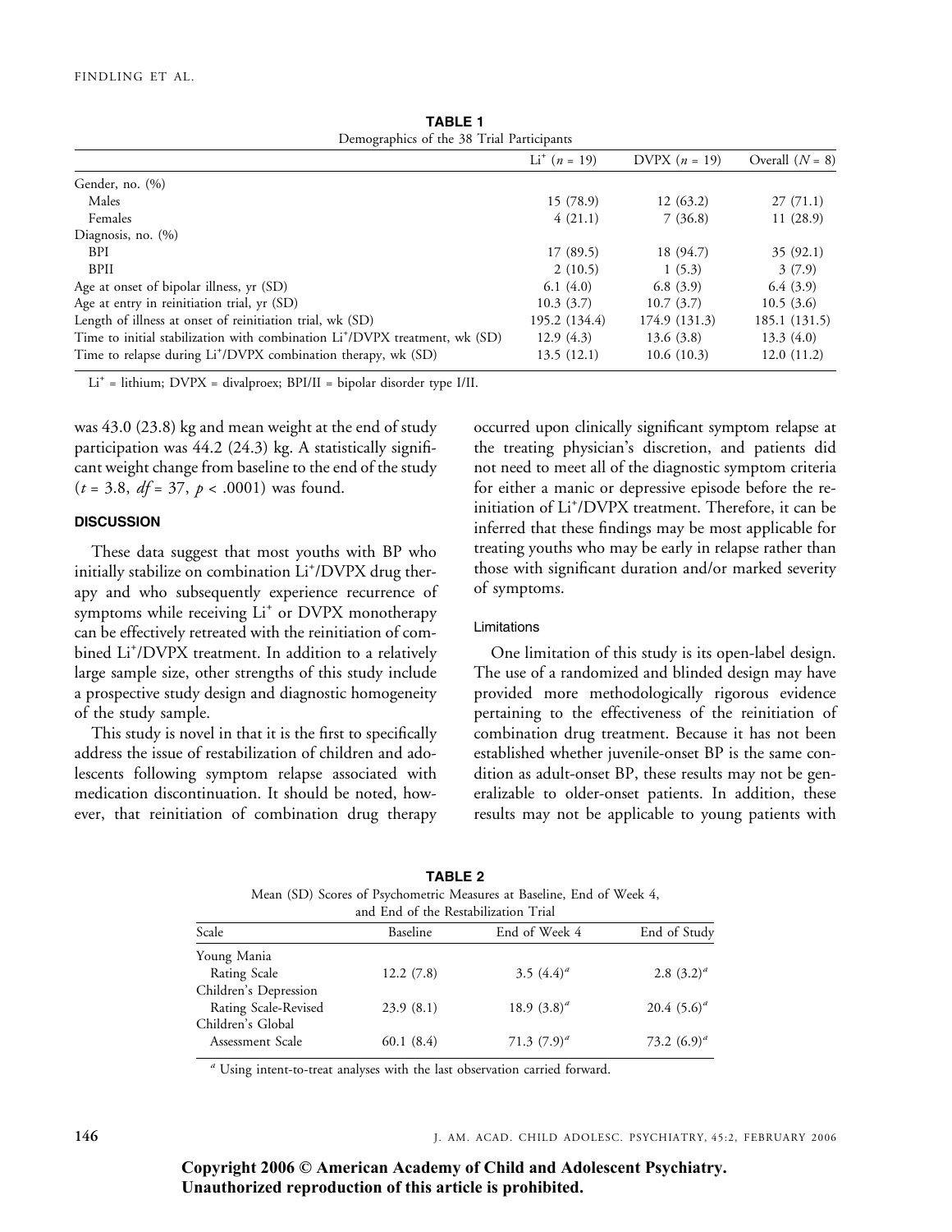**TABLE 1**

Demographics of the 38 Trial Participants

| | $Li^+$ ($n$ = 19) | DVPX ($n$ = 19) | Overall ($N$ = 8) |
|---|---|---|---|
| Gender, no. (%) | | | |
| Males | 15 (78.9) | 12 (63.2) | 27 (71.1) |
| Females | 4 (21.1) | 7 (36.8) | 11 (28.9) |
| Diagnosis, no. (%) | | | |
| BPI | 17 (89.5) | 18 (94.7) | 35 (92.1) |
| BPII | 2 (10.5) | 1 (5.3) | 3 (7.9) |
| Age at onset of bipolar illness, yr (SD) | 6.1 (4.0) | 6.8 (3.9) | 6.4 (3.9) |
| Age at entry in reinitiation trial, yr (SD) | 10.3 (3.7) | 10.7 (3.7) | 10.5 (3.6) |
| Length of illness at onset of reinitiation trial, wk (SD) | 195.2 (134.4) | 174.9 (131.3) | 185.1 (131.5) |
| Time to initial stabilization with combination $Li^+$/DVPX treatment, wk (SD) | 12.9 (4.3) | 13.6 (3.8) | 13.3 (4.0) |
| Time to relapse during $Li^+$/DVPX combination therapy, wk (SD) | 13.5 (12.1) | 10.6 (10.3) | 12.0 (11.2) |

$Li^+$ = lithium; DVPX = divalproex; BPI/II = bipolar disorder type I/II.

was 43.0 (23.8) kg and mean weight at the end of study participation was 44.2 (24.3) kg. A statistically significant weight change from baseline to the end of the study ($t$ = 3.8, $df$ = 37, $p$ < .0001) was found.

## DISCUSSION

These data suggest that most youths with BP who initially stabilize on combination $Li^+$/DVPX drug therapy and who subsequently experience recurrence of symptoms while receiving $Li^+$ or DVPX monotherapy can be effectively retreated with the reinitiation of combined $Li^+$/DVPX treatment. In addition to a relatively large sample size, other strengths of this study include a prospective study design and diagnostic homogeneity of the study sample.

This study is novel in that it is the first to specifically address the issue of restabilization of children and adolescents following symptom relapse associated with medication discontinuation. It should be noted, however, that reinitiation of combination drug therapy occurred upon clinically significant symptom relapse at the treating physician's discretion, and patients did not need to meet all of the diagnostic symptom criteria for either a manic or depressive episode before the reinitiation of $Li^+$/DVPX treatment. Therefore, it can be inferred that these findings may be most applicable for treating youths who may be early in relapse rather than those with significant duration and/or marked severity of symptoms.

### Limitations

One limitation of this study is its open-label design. The use of a randomized and blinded design may have provided more methodologically rigorous evidence pertaining to the effectiveness of the reinitiation of combination drug treatment. Because it has not been established whether juvenile-onset BP is the same condition as adult-onset BP, these results may not be generalizable to older-onset patients. In addition, these results may not be applicable to young patients with

**TABLE 2**

Mean (SD) Scores of Psychometric Measures at Baseline, End of Week 4, and End of the Restabilization Trial

| Scale | Baseline | End of Week 4 | End of Study |
|---|---|---|---|
| Young Mania Rating Scale | 12.2 (7.8) | 3.5 (4.4)[a] | 2.8 (3.2)[a] |
| Children's Depression Rating Scale-Revised | 23.9 (8.1) | 18.9 (3.8)[a] | 20.4 (5.6)[a] |
| Children's Global Assessment Scale | 60.1 (8.4) | 71.3 (7.9)[a] | 73.2 (6.9)[a] |

[a] Using intent-to-treat analyses with the last observation carried forward.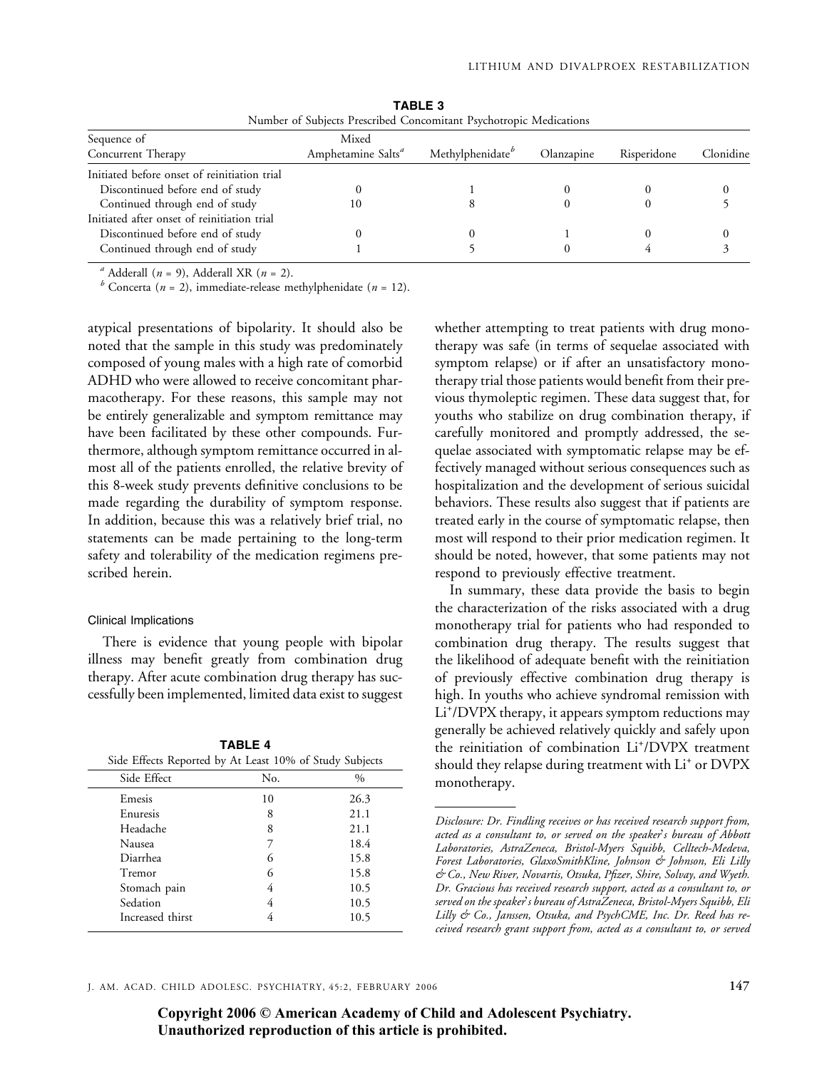**TABLE 3**
Number of Subjects Prescribed Concomitant Psychotropic Medications

| Sequence of Concurrent Therapy | Mixed Amphetamine Salts[a] | Methylphenidate[b] | Olanzapine | Risperidone | Clonidine |
|---|---|---|---|---|---|
| Initiated before onset of reinitiation trial | | | | | |
| Discontinued before end of study | 0 | 1 | 0 | 0 | 0 |
| Continued through end of study | 10 | 8 | 0 | 0 | 5 |
| Initiated after onset of reinitiation trial | | | | | |
| Discontinued before end of study | 0 | 0 | 1 | 0 | 0 |
| Continued through end of study | 1 | 5 | 0 | 4 | 3 |

[a] Adderall ($n$ = 9), Adderall XR ($n$ = 2).
[b] Concerta ($n$ = 2), immediate-release methylphenidate ($n$ = 12).

atypical presentations of bipolarity. It should also be noted that the sample in this study was predominately composed of young males with a high rate of comorbid ADHD who were allowed to receive concomitant pharmacotherapy. For these reasons, this sample may not be entirely generalizable and symptom remittance may have been facilitated by these other compounds. Furthermore, although symptom remittance occurred in almost all of the patients enrolled, the relative brevity of this 8-week study prevents definitive conclusions to be made regarding the durability of symptom response. In addition, because this was a relatively brief trial, no statements can be made pertaining to the long-term safety and tolerability of the medication regimens prescribed herein.

### Clinical Implications

There is evidence that young people with bipolar illness may benefit greatly from combination drug therapy. After acute combination drug therapy has successfully been implemented, limited data exist to suggest whether attempting to treat patients with drug monotherapy was safe (in terms of sequelae associated with symptom relapse) or if after an unsatisfactory monotherapy trial those patients would benefit from their previous thymoleptic regimen. These data suggest that, for youths who stabilize on drug combination therapy, if carefully monitored and promptly addressed, the sequelae associated with symptomatic relapse may be effectively managed without serious consequences such as hospitalization and the development of serious suicidal behaviors. These results also suggest that if patients are treated early in the course of symptomatic relapse, then most will respond to their prior medication regimen. It should be noted, however, that some patients may not respond to previously effective treatment.

**TABLE 4**
Side Effects Reported by At Least 10% of Study Subjects

| Side Effect | No. | % |
|---|---|---|
| Emesis | 10 | 26.3 |
| Enuresis | 8 | 21.1 |
| Headache | 8 | 21.1 |
| Nausea | 7 | 18.4 |
| Diarrhea | 6 | 15.8 |
| Tremor | 6 | 15.8 |
| Stomach pain | 4 | 10.5 |
| Sedation | 4 | 10.5 |
| Increased thirst | 4 | 10.5 |

In summary, these data provide the basis to begin the characterization of the risks associated with a drug monotherapy trial for patients who had responded to combination drug therapy. The results suggest that the likelihood of adequate benefit with the reinitiation of previously effective combination drug therapy is high. In youths who achieve syndromal remission with $Li^+$/DVPX therapy, it appears symptom reductions may generally be achieved relatively quickly and safely upon the reinitiation of combination $Li^+$/DVPX treatment should they relapse during treatment with $Li^+$ or DVPX monotherapy.

*Disclosure: Dr. Findling receives or has received research support from, acted as a consultant to, or served on the speaker's bureau of Abbott Laboratories, AstraZeneca, Bristol-Myers Squibb, Celltech-Medeva, Forest Laboratories, GlaxoSmithKline, Johnson & Johnson, Eli Lilly & Co., New River, Novartis, Otsuka, Pfizer, Shire, Solvay, and Wyeth. Dr. Gracious has received research support, acted as a consultant to, or served on the speaker's bureau of AstraZeneca, Bristol-Myers Squibb, Eli Lilly & Co., Janssen, Otsuka, and PsychCME, Inc. Dr. Reed has received research grant support from, acted as a consultant to, or served*

**Copyright 2006 © American Academy of Child and Adolescent Psychiatry. Unauthorized reproduction of this article is prohibited.**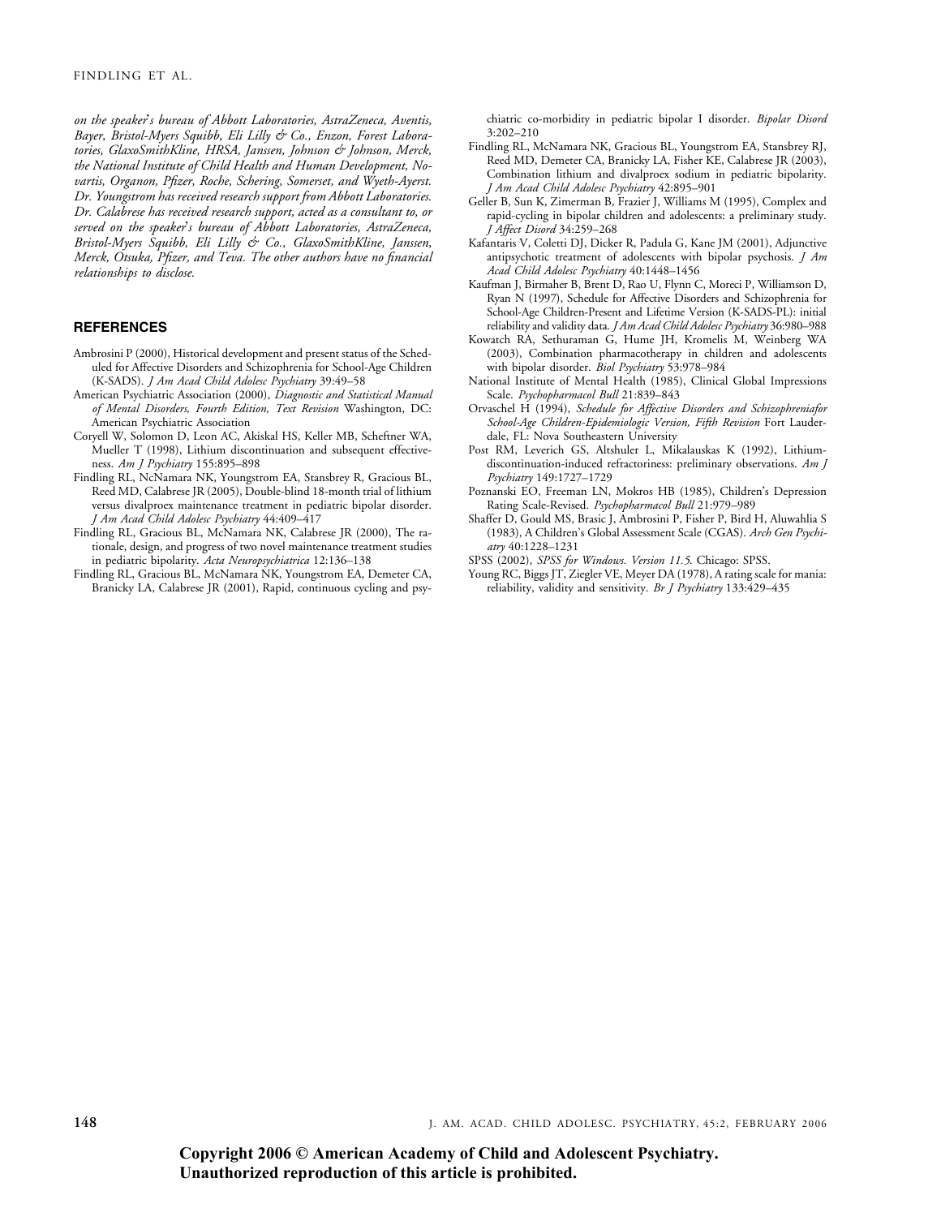*on the speaker's bureau of Abbott Laboratories, AstraZeneca, Aventis, Bayer, Bristol-Myers Squibb, Eli Lilly & Co., Enzon, Forest Laboratories, GlaxoSmithKline, HRSA, Janssen, Johnson & Johnson, Merck, the National Institute of Child Health and Human Development, Novartis, Organon, Pfizer, Roche, Schering, Somerset, and Wyeth-Ayerst. Dr. Youngstrom has received research support from Abbott Laboratories. Dr. Calabrese has received research support, acted as a consultant to, or served on the speaker's bureau of Abbott Laboratories, AstraZeneca, Bristol-Myers Squibb, Eli Lilly & Co., GlaxoSmithKline, Janssen, Merck, Otsuka, Pfizer, and Teva. The other authors have no financial relationships to disclose.*

## REFERENCES

Ambrosini P (2000), Historical development and present status of the Scheduled for Affective Disorders and Schizophrenia for School-Age Children (K-SADS). *J Am Acad Child Adolesc Psychiatry* 39:49–58

American Psychiatric Association (2000), *Diagnostic and Statistical Manual of Mental Disorders, Fourth Edition, Text Revision* Washington, DC: American Psychiatric Association

Coryell W, Solomon D, Leon AC, Akiskal HS, Keller MB, Scheftner WA, Mueller T (1998), Lithium discontinuation and subsequent effectiveness. *Am J Psychiatry* 155:895–898

Findling RL, NcNamara NK, Youngstrom EA, Stansbrey R, Gracious BL, Reed MD, Calabrese JR (2005), Double-blind 18-month trial of lithium versus divalproex maintenance treatment in pediatric bipolar disorder. *J Am Acad Child Adolesc Psychiatry* 44:409–417

Findling RL, Gracious BL, McNamara NK, Calabrese JR (2000), The rationale, design, and progress of two novel maintenance treatment studies in pediatric bipolarity. *Acta Neuropsychiatrica* 12:136–138

Findling RL, Gracious BL, McNamara NK, Youngstrom EA, Demeter CA, Branicky LA, Calabrese JR (2001), Rapid, continuous cycling and psychiatric co-morbidity in pediatric bipolar I disorder. *Bipolar Disord* 3:202–210

Findling RL, McNamara NK, Gracious BL, Youngstrom EA, Stansbrey RJ, Reed MD, Demeter CA, Branicky LA, Fisher KE, Calabrese JR (2003), Combination lithium and divalproex sodium in pediatric bipolarity. *J Am Acad Child Adolesc Psychiatry* 42:895–901

Geller B, Sun K, Zimerman B, Frazier J, Williams M (1995), Complex and rapid-cycling in bipolar children and adolescents: a preliminary study. *J Affect Disord* 34:259–268

Kafantaris V, Coletti DJ, Dicker R, Padula G, Kane JM (2001), Adjunctive antipsychotic treatment of adolescents with bipolar psychosis. *J Am Acad Child Adolesc Psychiatry* 40:1448–1456

Kaufman J, Birmaher B, Brent D, Rao U, Flynn C, Moreci P, Williamson D, Ryan N (1997), Schedule for Affective Disorders and Schizophrenia for School-Age Children-Present and Lifetime Version (K-SADS-PL): initial reliability and validity data. *J Am Acad Child Adolesc Psychiatry* 36:980–988

Kowatch RA, Sethuraman G, Hume JH, Kromelis M, Weinberg WA (2003), Combination pharmacotherapy in children and adolescents with bipolar disorder. *Biol Psychiatry* 53:978–984

National Institute of Mental Health (1985), Clinical Global Impressions Scale. *Psychopharmacol Bull* 21:839–843

Orvaschel H (1994), *Schedule for Affective Disorders and Schizophreniafor School-Age Children-Epidemiologic Version, Fifth Revision* Fort Lauderdale, FL: Nova Southeastern University

Post RM, Leverich GS, Altshuler L, Mikalauskas K (1992), Lithium-discontinuation-induced refractoriness: preliminary observations. *Am J Psychiatry* 149:1727–1729

Poznanski EO, Freeman LN, Mokros HB (1985), Children's Depression Rating Scale-Revised. *Psychopharmacol Bull* 21:979–989

Shaffer D, Gould MS, Brasic J, Ambrosini P, Fisher P, Bird H, Aluwahlia S (1983), A Children's Global Assessment Scale (CGAS). *Arch Gen Psychiatry* 40:1228–1231

SPSS (2002), *SPSS for Windows. Version 11.5*. Chicago: SPSS.

Young RC, Biggs JT, Ziegler VE, Meyer DA (1978), A rating scale for mania: reliability, validity and sensitivity. *Br J Psychiatry* 133:429–435

**Copyright 2006 © American Academy of Child and Adolescent Psychiatry. Unauthorized reproduction of this article is prohibited.**